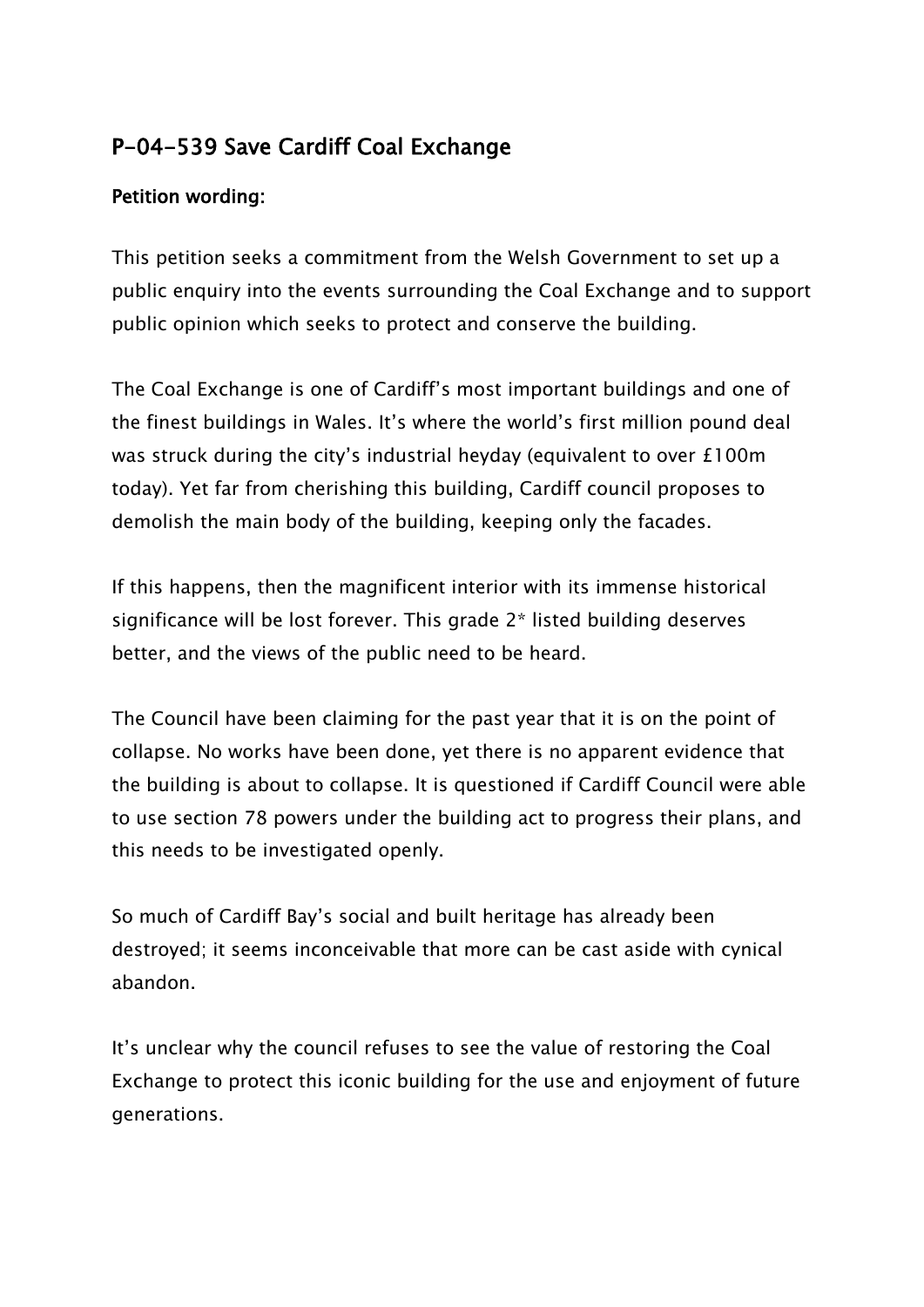## P-04-539 Save Cardiff Coal Exchange

**Petition wording:**

This petition seeks a commitment from the Welsh Government to set up a public enquiry into the events surrounding the Coal Exchange and to support public opinion which seeks to protect and conserve the building.

The Coal Exchange is one of Cardiff's most important buildings and one of the finest buildings in Wales. It's where the world's first million pound deal was struck during the city's industrial heyday (equivalent to over £100m today). Yet far from cherishing this building, Cardiff council proposes to demolish the main body of the building, keeping only the facades.

If this happens, then the magnificent interior with its immense historical significance will be lost forever. This grade 2* listed building deserves better, and the views of the public need to be heard.

The Council have been claiming for the past year that it is on the point of collapse. No works have been done, yet there is no apparent evidence that the building is about to collapse. It is questioned if Cardiff Council were able to use section 78 powers under the building act to progress their plans, and this needs to be investigated openly.

So much of Cardiff Bay's social and built heritage has already been destroyed; it seems inconceivable that more can be cast aside with cynical abandon.

It's unclear why the council refuses to see the value of restoring the Coal Exchange to protect this iconic building for the use and enjoyment of future generations.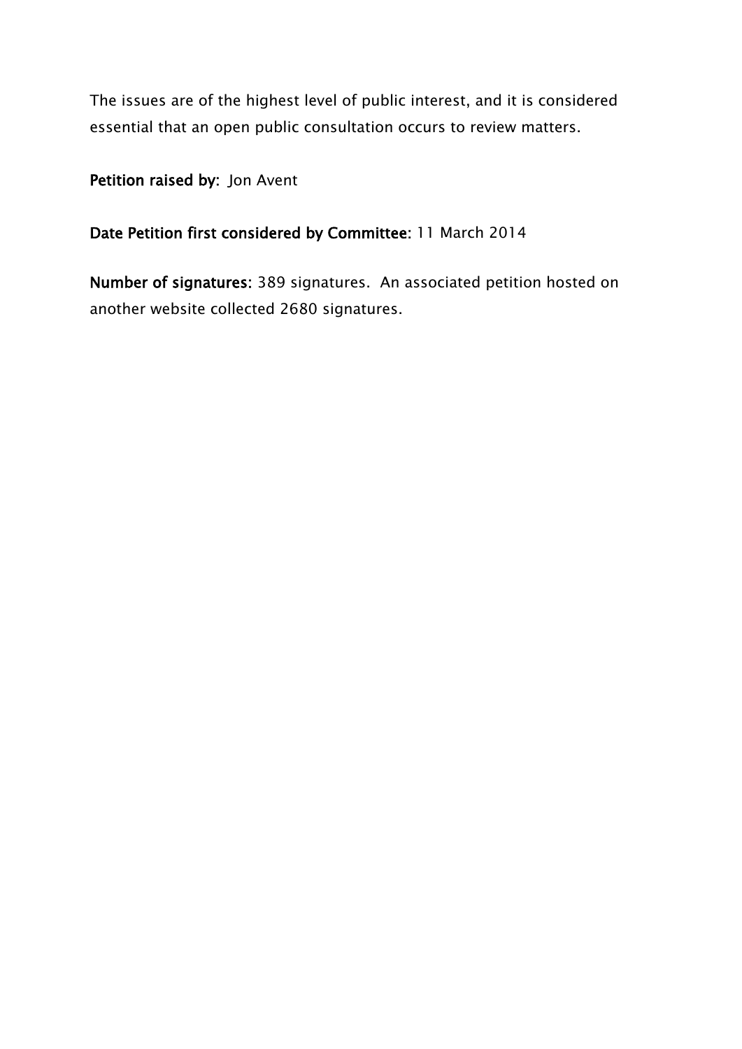The issues are of the highest level of public interest, and it is considered essential that an open public consultation occurs to review matters.

**Petition raised by:** Jon Avent

**Date Petition first considered by Committee:** 11 March 2014

**Number of signatures:** 389 signatures. An associated petition hosted on another website collected 2680 signatures.